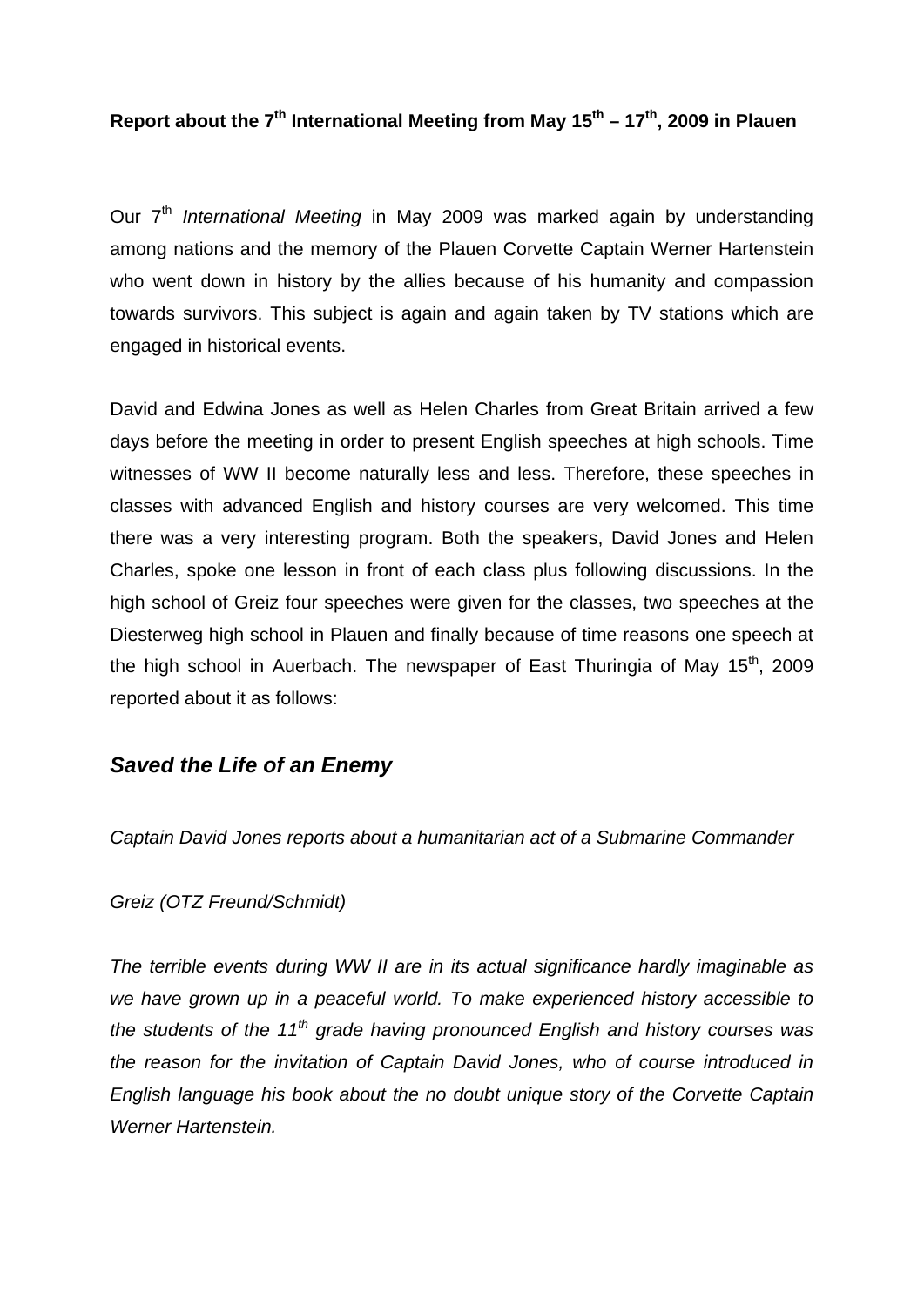# Report about the 7th International Meeting from May 15th – 17th, 2009 in Plauen

Our 7th *International Meeting* in May 2009 was marked again by understanding among nations and the memory of the Plauen Corvette Captain Werner Hartenstein who went down in history by the allies because of his humanity and compassion towards survivors. This subject is again and again taken by TV stations which are engaged in historical events.

David and Edwina Jones as well as Helen Charles from Great Britain arrived a few days before the meeting in order to present English speeches at high schools. Time witnesses of WW II become naturally less and less. Therefore, these speeches in classes with advanced English and history courses are very welcomed. This time there was a very interesting program. Both the speakers, David Jones and Helen Charles, spoke one lesson in front of each class plus following discussions. In the high school of Greiz four speeches were given for the classes, two speeches at the Diesterweg high school in Plauen and finally because of time reasons one speech at the high school in Auerbach. The newspaper of East Thuringia of May 15th, 2009 reported about it as follows:

## *Saved the Life of an Enemy*

*Captain David Jones reports about a humanitarian act of a Submarine Commander*

*Greiz (OTZ Freund/Schmidt)*

*The terrible events during WW II are in its actual significance hardly imaginable as we have grown up in a peaceful world. To make experienced history accessible to the students of the 11th grade having pronounced English and history courses was the reason for the invitation of Captain David Jones, who of course introduced in English language his book about the no doubt unique story of the Corvette Captain Werner Hartenstein.*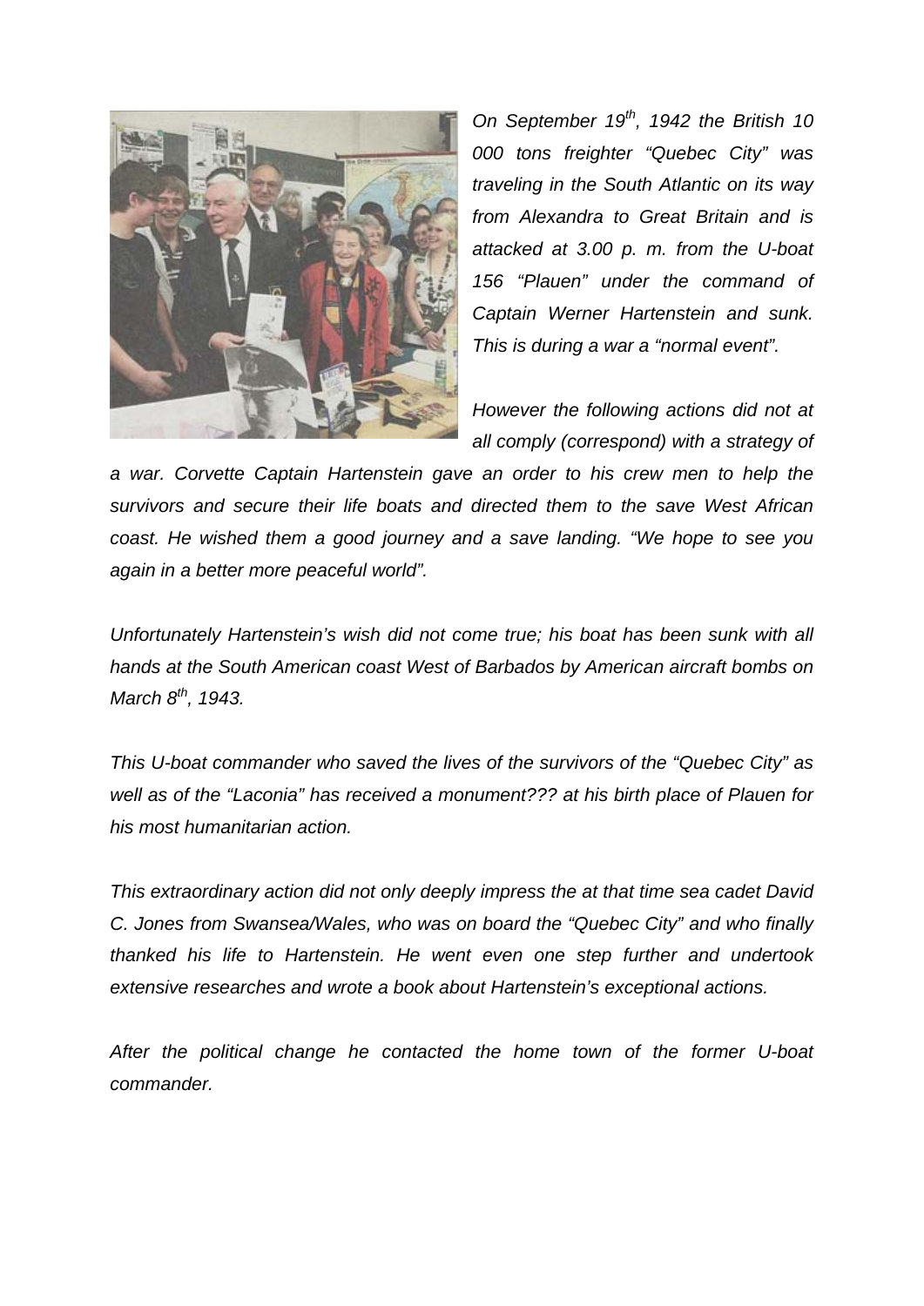*On September 19th, 1942 the British 10 000 tons freighter "Quebec City" was traveling in the South Atlantic on its way from Alexandra to Great Britain and is attacked at 3.00 p. m. from the U-boat 156 "Plauen" under the command of Captain Werner Hartenstein and sunk. This is during a war a "normal event".*

*However the following actions did not at all comply (correspond) with a strategy of a war. Corvette Captain Hartenstein gave an order to his crew men to help the survivors and secure their life boats and directed them to the save West African coast. He wished them a good journey and a save landing. "We hope to see you again in a better more peaceful world".*

*Unfortunately Hartenstein's wish did not come true; his boat has been sunk with all hands at the South American coast West of Barbados by American aircraft bombs on March 8th, 1943.*

*This U-boat commander who saved the lives of the survivors of the "Quebec City" as well as of the "Laconia" has received a monument??? at his birth place of Plauen for his most humanitarian action.*

*This extraordinary action did not only deeply impress the at that time sea cadet David C. Jones from Swansea/Wales, who was on board the "Quebec City" and who finally thanked his life to Hartenstein. He went even one step further and undertook extensive researches and wrote a book about Hartenstein's exceptional actions.*

*After the political change he contacted the home town of the former U-boat commander.*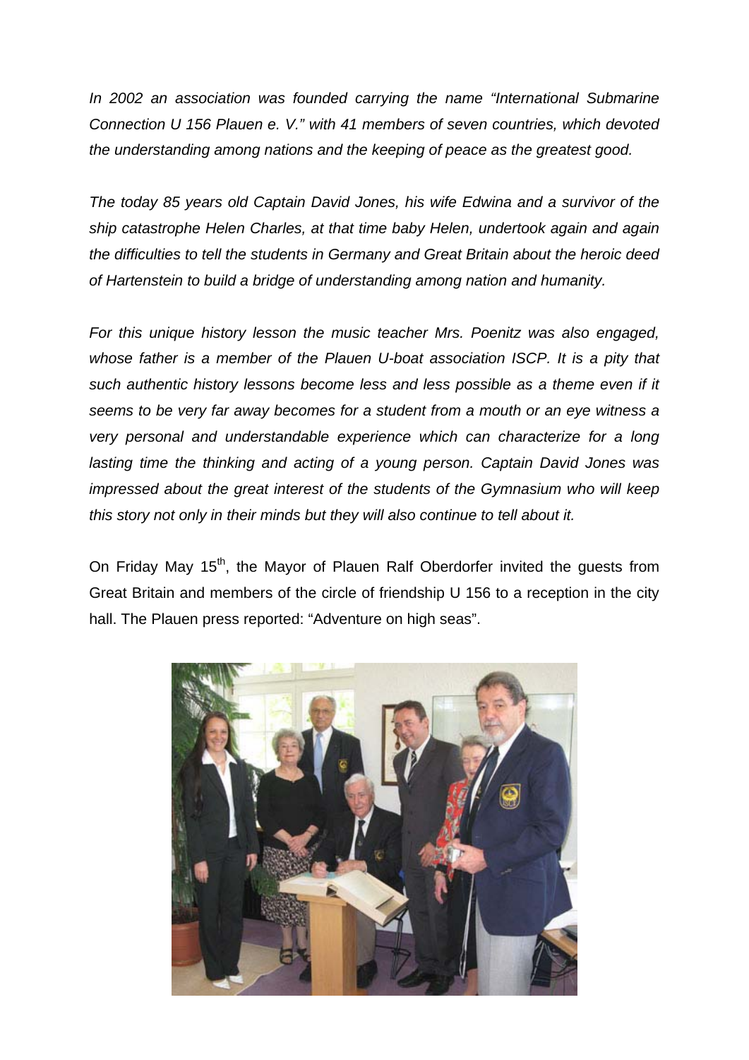*In 2002 an association was founded carrying the name "International Submarine Connection U 156 Plauen e. V." with 41 members of seven countries, which devoted the understanding among nations and the keeping of peace as the greatest good.*

*The today 85 years old Captain David Jones, his wife Edwina and a survivor of the ship catastrophe Helen Charles, at that time baby Helen, undertook again and again the difficulties to tell the students in Germany and Great Britain about the heroic deed of Hartenstein to build a bridge of understanding among nation and humanity.*

*For this unique history lesson the music teacher Mrs. Poenitz was also engaged, whose father is a member of the Plauen U-boat association ISCP. It is a pity that such authentic history lessons become less and less possible as a theme even if it seems to be very far away becomes for a student from a mouth or an eye witness a very personal and understandable experience which can characterize for a long lasting time the thinking and acting of a young person. Captain David Jones was impressed about the great interest of the students of the Gymnasium who will keep this story not only in their minds but they will also continue to tell about it.*

On Friday May 15th, the Mayor of Plauen Ralf Oberdorfer invited the guests from Great Britain and members of the circle of friendship U 156 to a reception in the city hall. The Plauen press reported: "Adventure on high seas".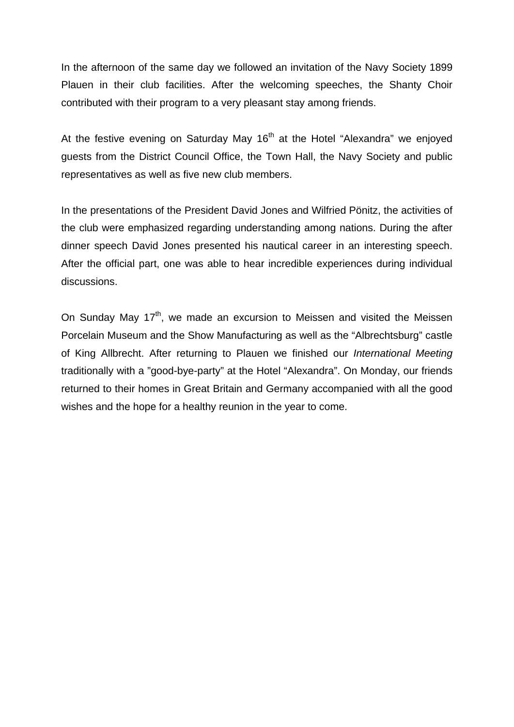In the afternoon of the same day we followed an invitation of the Navy Society 1899 Plauen in their club facilities. After the welcoming speeches, the Shanty Choir contributed with their program to a very pleasant stay among friends.

At the festive evening on Saturday May 16th at the Hotel "Alexandra" we enjoyed guests from the District Council Office, the Town Hall, the Navy Society and public representatives as well as five new club members.

In the presentations of the President David Jones and Wilfried Pönitz, the activities of the club were emphasized regarding understanding among nations. During the after dinner speech David Jones presented his nautical career in an interesting speech. After the official part, one was able to hear incredible experiences during individual discussions.

On Sunday May 17th, we made an excursion to Meissen and visited the Meissen Porcelain Museum and the Show Manufacturing as well as the "Albrechtsburg" castle of King Allbrecht. After returning to Plauen we finished our *International Meeting* traditionally with a "good-bye-party" at the Hotel "Alexandra". On Monday, our friends returned to their homes in Great Britain and Germany accompanied with all the good wishes and the hope for a healthy reunion in the year to come.